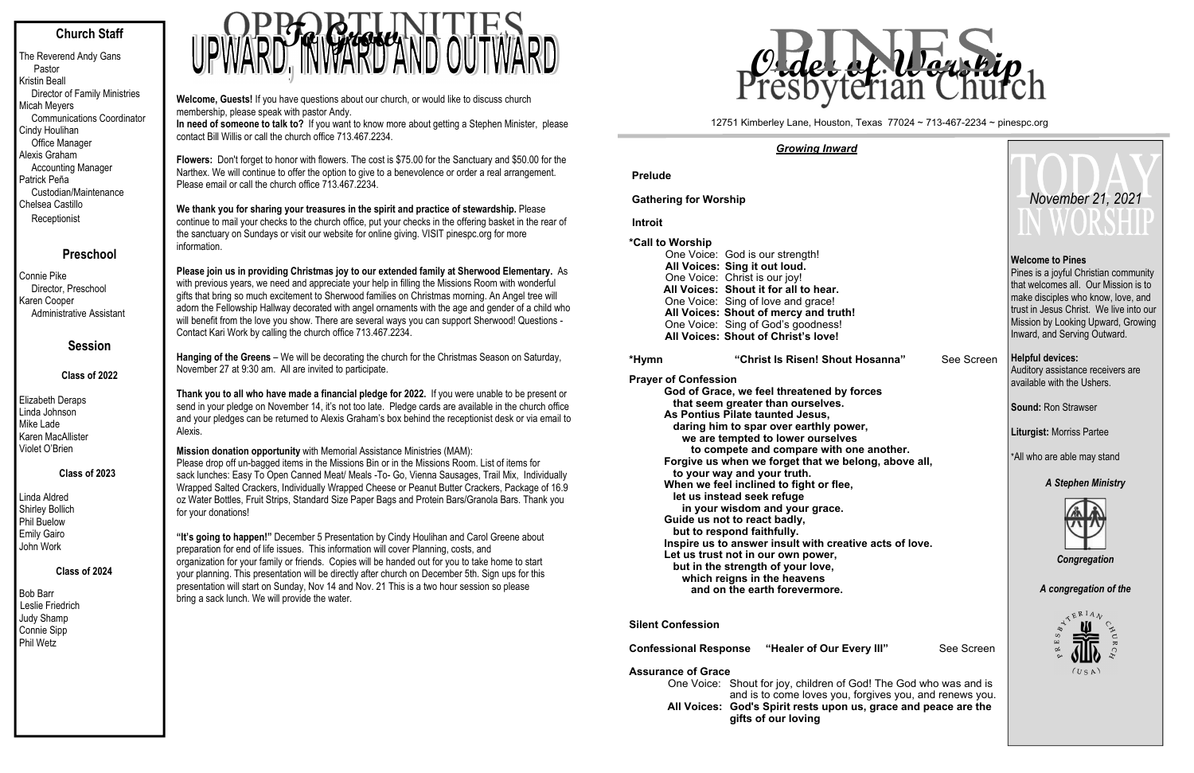## Church Staff

The Reverend Andy Gans
Pastor
Kristin Beall
Director of Family Ministries
Micah Meyers
Communications Coordinator
Cindy Houlihan
Office Manager
Alexis Graham
Accounting Manager
Patrick Peña
Custodian/Maintenance
Chelsea Castillo
Receptionist

## Preschool

Connie Pike
Director, Preschool
Karen Cooper
Administrative Assistant

## Session

### Class of 2022

Elizabeth Deraps
Linda Johnson
Mike Lade
Karen MacAllister
Violet O'Brien

### Class of 2023

Linda Aldred
Shirley Bollich
Phil Buelow
Emily Gairo
John Work

### Class of 2024

Bob Barr
Leslie Friedrich
Judy Shamp
Connie Sipp
Phil Wetz

# OPPORTUNITIES *To Grow* UPWARD, INWARD AND OUTWARD

**Welcome, Guests!** If you have questions about our church, or would like to discuss church membership, please speak with pastor Andy.
**In need of someone to talk to?** If you want to know more about getting a Stephen Minister, please contact Bill Willis or call the church office 713.467.2234.

**Flowers:** Don't forget to honor with flowers. The cost is $75.00 for the Sanctuary and $50.00 for the Narthex. We will continue to offer the option to give to a benevolence or order a real arrangement. Please email or call the church office 713.467.2234.

**We thank you for sharing your treasures in the spirit and practice of stewardship.** Please continue to mail your checks to the church office, put your checks in the offering basket in the rear of the sanctuary on Sundays or visit our website for online giving. VISIT pinespc.org for more information.

**Please join us in providing Christmas joy to our extended family at Sherwood Elementary.** As with previous years, we need and appreciate your help in filling the Missions Room with wonderful gifts that bring so much excitement to Sherwood families on Christmas morning. An Angel tree will adorn the Fellowship Hallway decorated with angel ornaments with the age and gender of a child who will benefit from the love you show. There are several ways you can support Sherwood! Questions - Contact Kari Work by calling the church office 713.467.2234.

**Hanging of the Greens** – We will be decorating the church for the Christmas Season on Saturday, November 27 at 9:30 am. All are invited to participate.

**Thank you to all who have made a financial pledge for 2022.** If you were unable to be present or send in your pledge on November 14, it's not too late. Pledge cards are available in the church office and your pledges can be returned to Alexis Graham's box behind the receptionist desk or via email to Alexis.

**Mission donation opportunity** with Memorial Assistance Ministries (MAM):
Please drop off un-bagged items in the Missions Bin or in the Missions Room. List of items for sack lunches: Easy To Open Canned Meat/ Meals -To- Go, Vienna Sausages, Trail Mix, Individually Wrapped Salted Crackers, Individually Wrapped Cheese or Peanut Butter Crackers, Package of 16.9 oz Water Bottles, Fruit Strips, Standard Size Paper Bags and Protein Bars/Granola Bars. Thank you for your donations!

**"It's going to happen!"** December 5 Presentation by Cindy Houlihan and Carol Greene about preparation for end of life issues. This information will cover Planning, costs, and organization for your family or friends. Copies will be handed out for you to take home to start your planning. This presentation will be directly after church on December 5th. Sign ups for this presentation will start on Sunday, Nov 14 and Nov. 21 This is a two hour session so please bring a sack lunch. We will provide the water.

# PINES Presbyterian Church — *Order of Worship*

12751 Kimberley Lane, Houston, Texas 77024 ~ 713-467-2234 ~ pinespc.org

***Growing Inward***

**Prelude**

**Gathering for Worship**

**Introit**

**\*Call to Worship**
One Voice: God is our strength!
**All Voices: Sing it out loud.**
One Voice: Christ is our joy!
**All Voices: Shout it for all to hear.**
One Voice: Sing of love and grace!
**All Voices: Shout of mercy and truth!**
One Voice: Sing of God's goodness!
**All Voices: Shout of Christ's love!**

**\*Hymn "Christ Is Risen! Shout Hosanna"** See Screen

**Prayer of Confession**
**God of Grace, we feel threatened by forces that seem greater than ourselves. As Pontius Pilate taunted Jesus, daring him to spar over earthly power, we are tempted to lower ourselves to compete and compare with one another. Forgive us when we forget that we belong, above all, to your way and your truth. When we feel inclined to fight or flee, let us instead seek refuge in your wisdom and your grace. Guide us not to react badly, but to respond faithfully. Inspire us to answer insult with creative acts of love. Let us trust not in our own power, but in the strength of your love, which reigns in the heavens and on the earth forevermore.**

**Silent Confession**

**Confessional Response "Healer of Our Every Ill"** See Screen

**Assurance of Grace**
One Voice: Shout for joy, children of God! The God who was and is and is to come loves you, forgives you, and renews you.
**All Voices: God's Spirit rests upon us, grace and peace are the gifts of our loving**

# TODAY IN WORSHIP

*November 21, 2021*

**Welcome to Pines**
Pines is a joyful Christian community that welcomes all. Our Mission is to make disciples who know, love, and trust in Jesus Christ. We live into our Mission by Looking Upward, Growing Inward, and Serving Outward.

**Helpful devices:**
Auditory assistance receivers are available with the Ushers.

**Sound:** Ron Strawser

**Liturgist:** Morriss Partee

\*All who are able may stand

***A Stephen Ministry***

***Congregation***

***A congregation of the***

PRESBYTERIAN CHURCH (USA)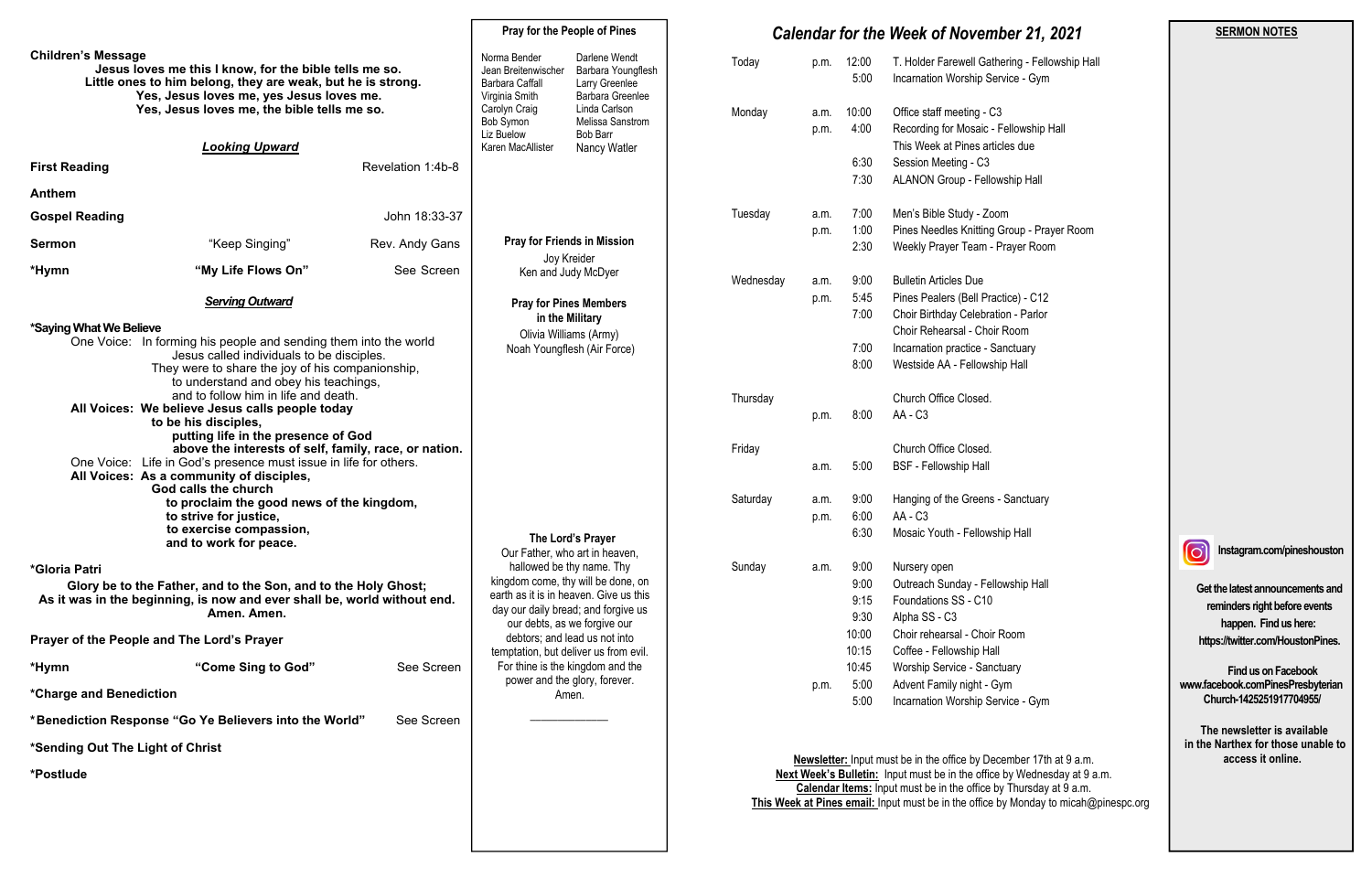**Children's Message**

**Jesus loves me this I know, for the bible tells me so.**
**Little ones to him belong, they are weak, but he is strong.**
**Yes, Jesus loves me, yes Jesus loves me.**
**Yes, Jesus loves me, the bible tells me so.**

## *Looking Upward*

**First Reading** — Revelation 1:4b-8

**Anthem**

**Gospel Reading** — John 18:33-37

**Sermon** — "Keep Singing" — Rev. Andy Gans

**\*Hymn** — **"My Life Flows On"** — See Screen

## *Serving Outward*

**\*Saying What We Believe**

One Voice: In forming his people and sending them into the world Jesus called individuals to be disciples. They were to share the joy of his companionship, to understand and obey his teachings, and to follow him in life and death.

**All Voices: We believe Jesus calls people today to be his disciples, putting life in the presence of God above the interests of self, family, race, or nation.**

One Voice: Life in God's presence must issue in life for others.

**All Voices: As a community of disciples, God calls the church to proclaim the good news of the kingdom, to strive for justice, to exercise compassion, and to work for peace.**

**\*Gloria Patri**

**Glory be to the Father, and to the Son, and to the Holy Ghost;**
**As it was in the beginning, is now and ever shall be, world without end. Amen. Amen.**

**Prayer of the People and The Lord's Prayer**

**\*Hymn** — **"Come Sing to God"** — See Screen

**\*Charge and Benediction**

**\*Benediction Response "Go Ye Believers into the World"** — See Screen

**\*Sending Out The Light of Christ**

**\*Postlude**

---

**Pray for the People of Pines**

Norma Bender, Jean Breitenwischer, Barbara Caffall, Virginia Smith, Carolyn Craig, Bob Symon, Liz Buelow, Karen MacAllister, Darlene Wendt, Barbara Youngflesh, Larry Greenlee, Barbara Greenlee, Linda Carlson, Melissa Sanstrom, Bob Barr, Nancy Watler

**Pray for Friends in Mission**

Joy Kreider
Ken and Judy McDyer

**Pray for Pines Members in the Military**

Olivia Williams (Army)
Noah Youngflesh (Air Force)

**The Lord's Prayer**

Our Father, who art in heaven, hallowed be thy name. Thy kingdom come, thy will be done, on earth as it is in heaven. Give us this day our daily bread; and forgive us our debts, as we forgive our debtors; and lead us not into temptation, but deliver us from evil. For thine is the kingdom and the power and the glory, forever. Amen.

---

## *Calendar for the Week of November 21, 2021*

| | | | |
|---|---|---|---|
| Today | p.m. | 12:00 | T. Holder Farewell Gathering - Fellowship Hall |
| | | 5:00 | Incarnation Worship Service - Gym |
| Monday | a.m. | 10:00 | Office staff meeting - C3 |
| | p.m. | 4:00 | Recording for Mosaic - Fellowship Hall |
| | | | This Week at Pines articles due |
| | | 6:30 | Session Meeting - C3 |
| | | 7:30 | ALANON Group - Fellowship Hall |
| Tuesday | a.m. | 7:00 | Men's Bible Study - Zoom |
| | p.m. | 1:00 | Pines Needles Knitting Group - Prayer Room |
| | | 2:30 | Weekly Prayer Team - Prayer Room |
| Wednesday | a.m. | 9:00 | Bulletin Articles Due |
| | p.m. | 5:45 | Pines Pealers (Bell Practice) - C12 |
| | | 7:00 | Choir Birthday Celebration - Parlor |
| | | | Choir Rehearsal - Choir Room |
| | | 7:00 | Incarnation practice - Sanctuary |
| | | 8:00 | Westside AA - Fellowship Hall |
| Thursday | | | Church Office Closed. |
| | p.m. | 8:00 | AA - C3 |
| Friday | | | Church Office Closed. |
| | a.m. | 5:00 | BSF - Fellowship Hall |
| Saturday | a.m. | 9:00 | Hanging of the Greens - Sanctuary |
| | p.m. | 6:00 | AA - C3 |
| | | 6:30 | Mosaic Youth - Fellowship Hall |
| Sunday | a.m. | 9:00 | Nursery open |
| | | 9:00 | Outreach Sunday - Fellowship Hall |
| | | 9:15 | Foundations SS - C10 |
| | | 9:30 | Alpha SS - C3 |
| | | 10:00 | Choir rehearsal - Choir Room |
| | | 10:15 | Coffee - Fellowship Hall |
| | | 10:45 | Worship Service - Sanctuary |
| | p.m. | 5:00 | Advent Family night - Gym |
| | | 5:00 | Incarnation Worship Service - Gym |

**Newsletter:** Input must be in the office by December 17th at 9 a.m.
**Next Week's Bulletin:** Input must be in the office by Wednesday at 9 a.m.
**Calendar Items:** Input must be in the office by Thursday at 9 a.m.
**This Week at Pines email:** Input must be in the office by Monday to micah@pinespc.org

---

**SERMON NOTES**

**Instagram.com/pineshouston**

**Get the latest announcements and reminders right before events happen. Find us here: https://twitter.com/HoustonPines.**

**Find us on Facebook www.facebook.comPinesPresbyterian Church-1425251917704955/**

**The newsletter is available in the Narthex for those unable to access it online.**